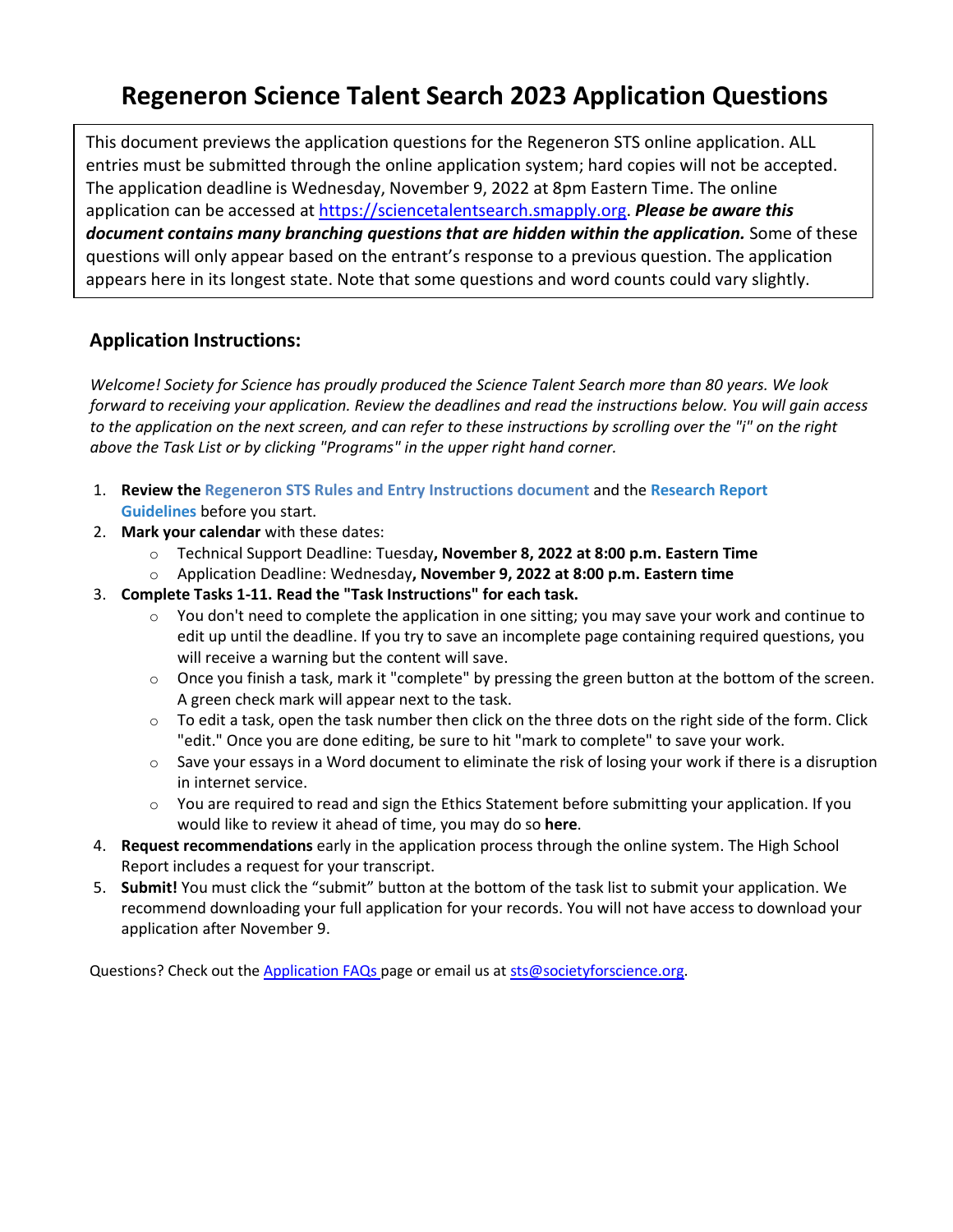# Regeneron Science Talent Search 2023 Application Questions

This document previews the application questions for the Regeneron STS online application. ALL entries must be submitted through the online application system; hard copies will not be accepted. The application deadline is Wednesday, November 9, 2022 at 8pm Eastern Time. The online application can be accessed at https://sciencetalentsearch.smapply.org. ***Please be aware this document contains many branching questions that are hidden within the application.*** Some of these questions will only appear based on the entrant's response to a previous question. The application appears here in its longest state. Note that some questions and word counts could vary slightly.

## Application Instructions:

*Welcome! Society for Science has proudly produced the Science Talent Search more than 80 years. We look forward to receiving your application. Review the deadlines and read the instructions below. You will gain access to the application on the next screen, and can refer to these instructions by scrolling over the "i" on the right above the Task List or by clicking "Programs" in the upper right hand corner.*

1. **Review the Regeneron STS Rules and Entry Instructions document** and the **Research Report Guidelines** before you start.
2. **Mark your calendar** with these dates:
   - Technical Support Deadline: Tuesday**, November 8, 2022 at 8:00 p.m. Eastern Time**
   - Application Deadline: Wednesday**, November 9, 2022 at 8:00 p.m. Eastern time**
3. **Complete Tasks 1-11. Read the "Task Instructions" for each task.**
   - You don't need to complete the application in one sitting; you may save your work and continue to edit up until the deadline. If you try to save an incomplete page containing required questions, you will receive a warning but the content will save.
   - Once you finish a task, mark it "complete" by pressing the green button at the bottom of the screen. A green check mark will appear next to the task.
   - To edit a task, open the task number then click on the three dots on the right side of the form. Click "edit." Once you are done editing, be sure to hit "mark to complete" to save your work.
   - Save your essays in a Word document to eliminate the risk of losing your work if there is a disruption in internet service.
   - You are required to read and sign the Ethics Statement before submitting your application. If you would like to review it ahead of time, you may do so **here**.
4. **Request recommendations** early in the application process through the online system. The High School Report includes a request for your transcript.
5. **Submit!** You must click the "submit" button at the bottom of the task list to submit your application. We recommend downloading your full application for your records. You will not have access to download your application after November 9.

Questions? Check out the Application FAQs page or email us at sts@societyforscience.org.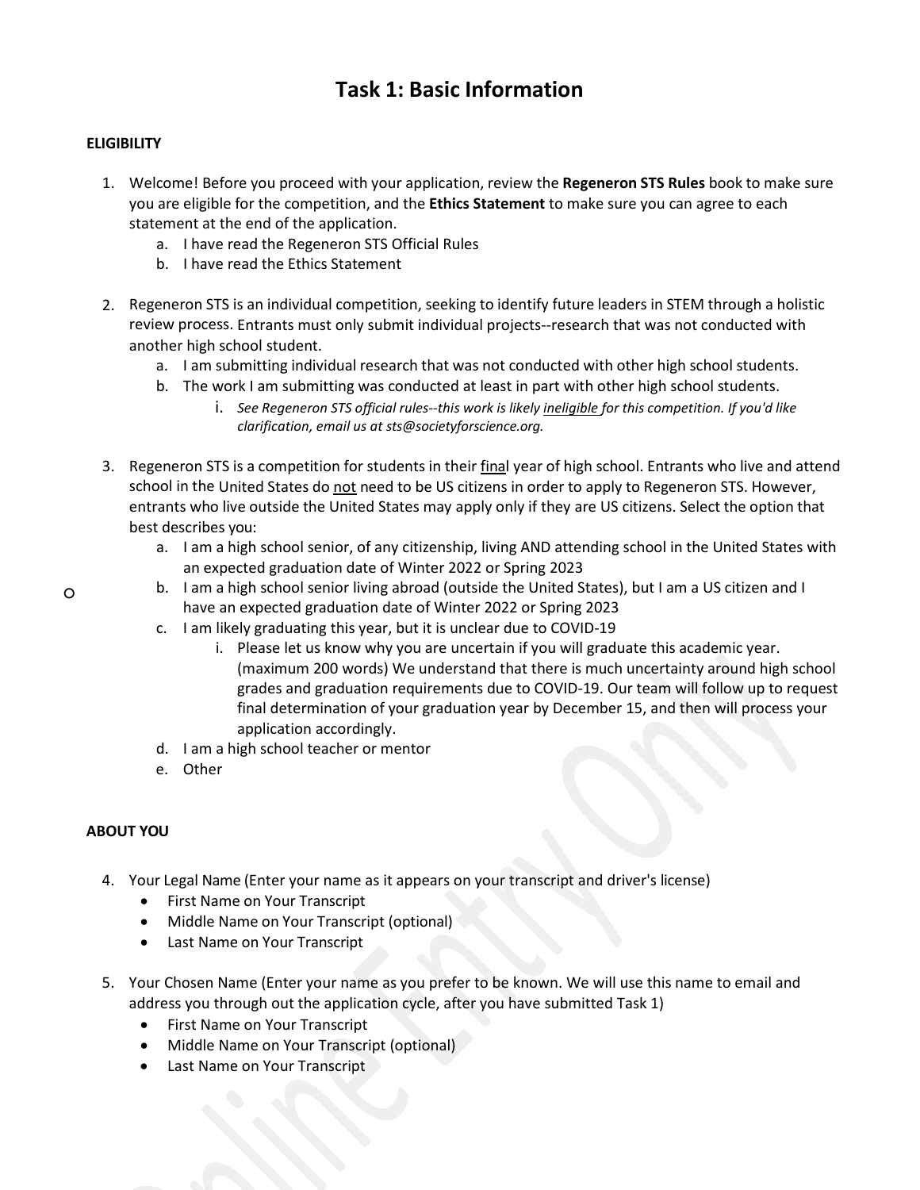# Task 1: Basic Information

**ELIGIBILITY**

1. Welcome! Before you proceed with your application, review the **Regeneron STS Rules** book to make sure you are eligible for the competition, and the **Ethics Statement** to make sure you can agree to each statement at the end of the application.
   a. I have read the Regeneron STS Official Rules
   b. I have read the Ethics Statement

2. Regeneron STS is an individual competition, seeking to identify future leaders in STEM through a holistic review process. Entrants must only submit individual projects--research that was not conducted with another high school student.
   a. I am submitting individual research that was not conducted with other high school students.
   b. The work I am submitting was conducted at least in part with other high school students.
      i. *See Regeneron STS official rules--this work is likely ineligible for this competition. If you'd like clarification, email us at sts@societyforscience.org.*

3. Regeneron STS is a competition for students in their final year of high school. Entrants who live and attend school in the United States do not need to be US citizens in order to apply to Regeneron STS. However, entrants who live outside the United States may apply only if they are US citizens. Select the option that best describes you:
   a. I am a high school senior, of any citizenship, living AND attending school in the United States with an expected graduation date of Winter 2022 or Spring 2023
   b. I am a high school senior living abroad (outside the United States), but I am a US citizen and I have an expected graduation date of Winter 2022 or Spring 2023
   c. I am likely graduating this year, but it is unclear due to COVID-19
      i. Please let us know why you are uncertain if you will graduate this academic year. (maximum 200 words) We understand that there is much uncertainty around high school grades and graduation requirements due to COVID-19. Our team will follow up to request final determination of your graduation year by December 15, and then will process your application accordingly.
   d. I am a high school teacher or mentor
   e. Other

**ABOUT YOU**

4. Your Legal Name (Enter your name as it appears on your transcript and driver's license)
   - First Name on Your Transcript
   - Middle Name on Your Transcript (optional)
   - Last Name on Your Transcript

5. Your Chosen Name (Enter your name as you prefer to be known. We will use this name to email and address you through out the application cycle, after you have submitted Task 1)
   - First Name on Your Transcript
   - Middle Name on Your Transcript (optional)
   - Last Name on Your Transcript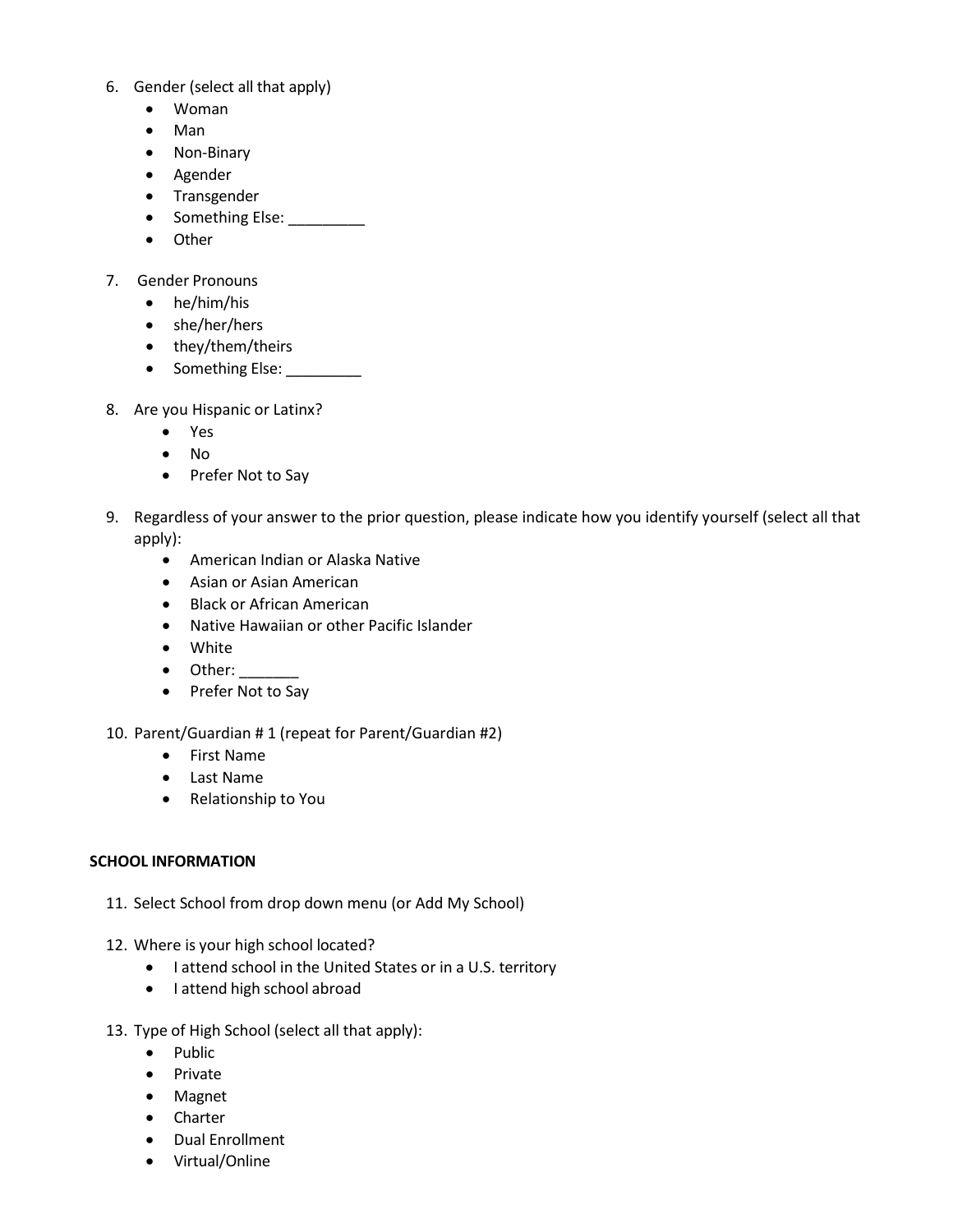6. Gender (select all that apply)
    - Woman
    - Man
    - Non-Binary
    - Agender
    - Transgender
    - Something Else: _________
    - Other

7. Gender Pronouns
    - he/him/his
    - she/her/hers
    - they/them/theirs
    - Something Else: _________

8. Are you Hispanic or Latinx?
    - Yes
    - No
    - Prefer Not to Say

9. Regardless of your answer to the prior question, please indicate how you identify yourself (select all that apply):
    - American Indian or Alaska Native
    - Asian or Asian American
    - Black or African American
    - Native Hawaiian or other Pacific Islander
    - White
    - Other: _______
    - Prefer Not to Say

10. Parent/Guardian # 1 (repeat for Parent/Guardian #2)
    - First Name
    - Last Name
    - Relationship to You

**SCHOOL INFORMATION**

11. Select School from drop down menu (or Add My School)

12. Where is your high school located?
    - I attend school in the United States or in a U.S. territory
    - I attend high school abroad

13. Type of High School (select all that apply):
    - Public
    - Private
    - Magnet
    - Charter
    - Dual Enrollment
    - Virtual/Online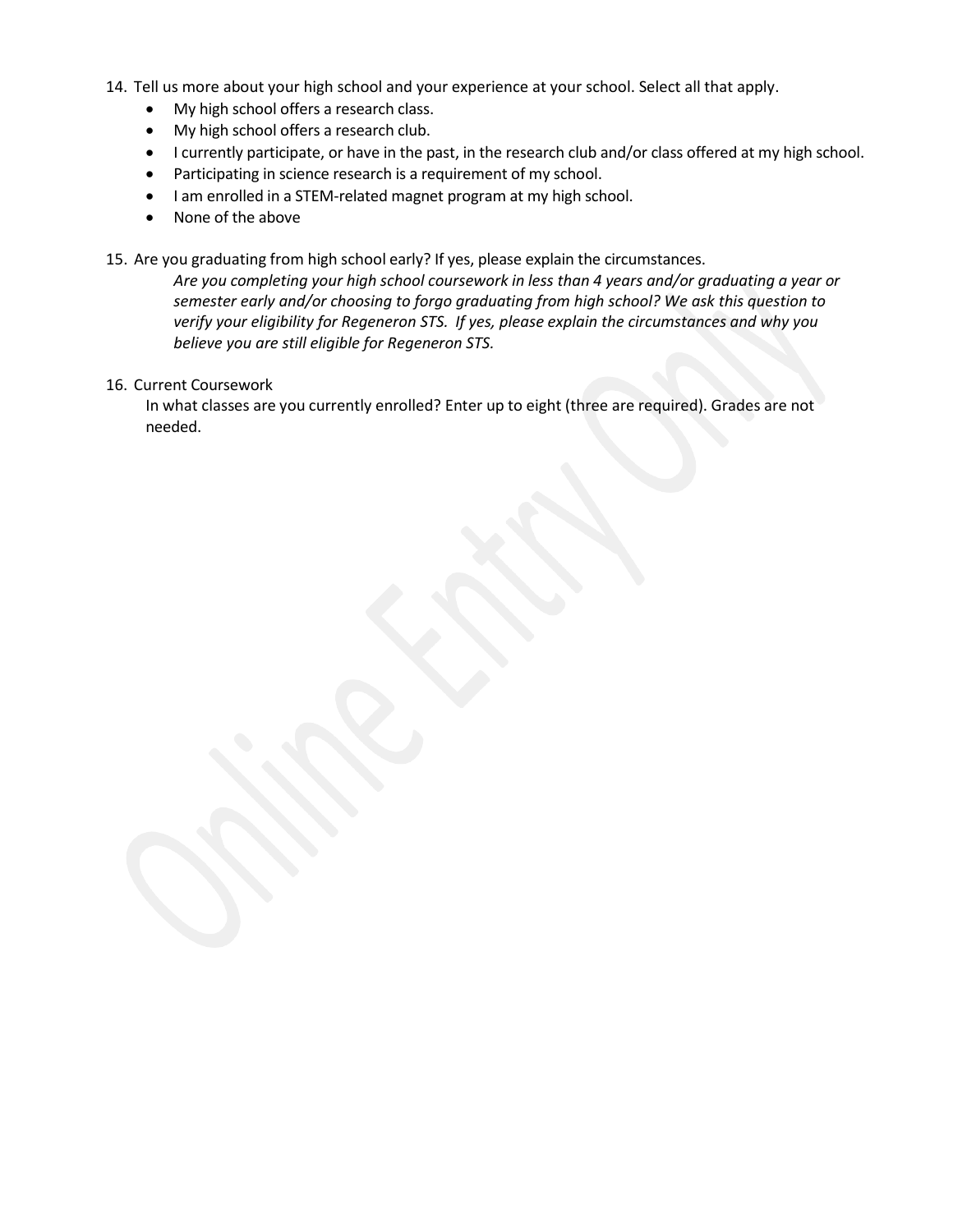14. Tell us more about your high school and your experience at your school. Select all that apply.
    - My high school offers a research class.
    - My high school offers a research club.
    - I currently participate, or have in the past, in the research club and/or class offered at my high school.
    - Participating in science research is a requirement of my school.
    - I am enrolled in a STEM-related magnet program at my high school.
    - None of the above

15. Are you graduating from high school early? If yes, please explain the circumstances.

    *Are you completing your high school coursework in less than 4 years and/or graduating a year or semester early and/or choosing to forgo graduating from high school? We ask this question to verify your eligibility for Regeneron STS. If yes, please explain the circumstances and why you believe you are still eligible for Regeneron STS.*

16. Current Coursework

    In what classes are you currently enrolled? Enter up to eight (three are required). Grades are not needed.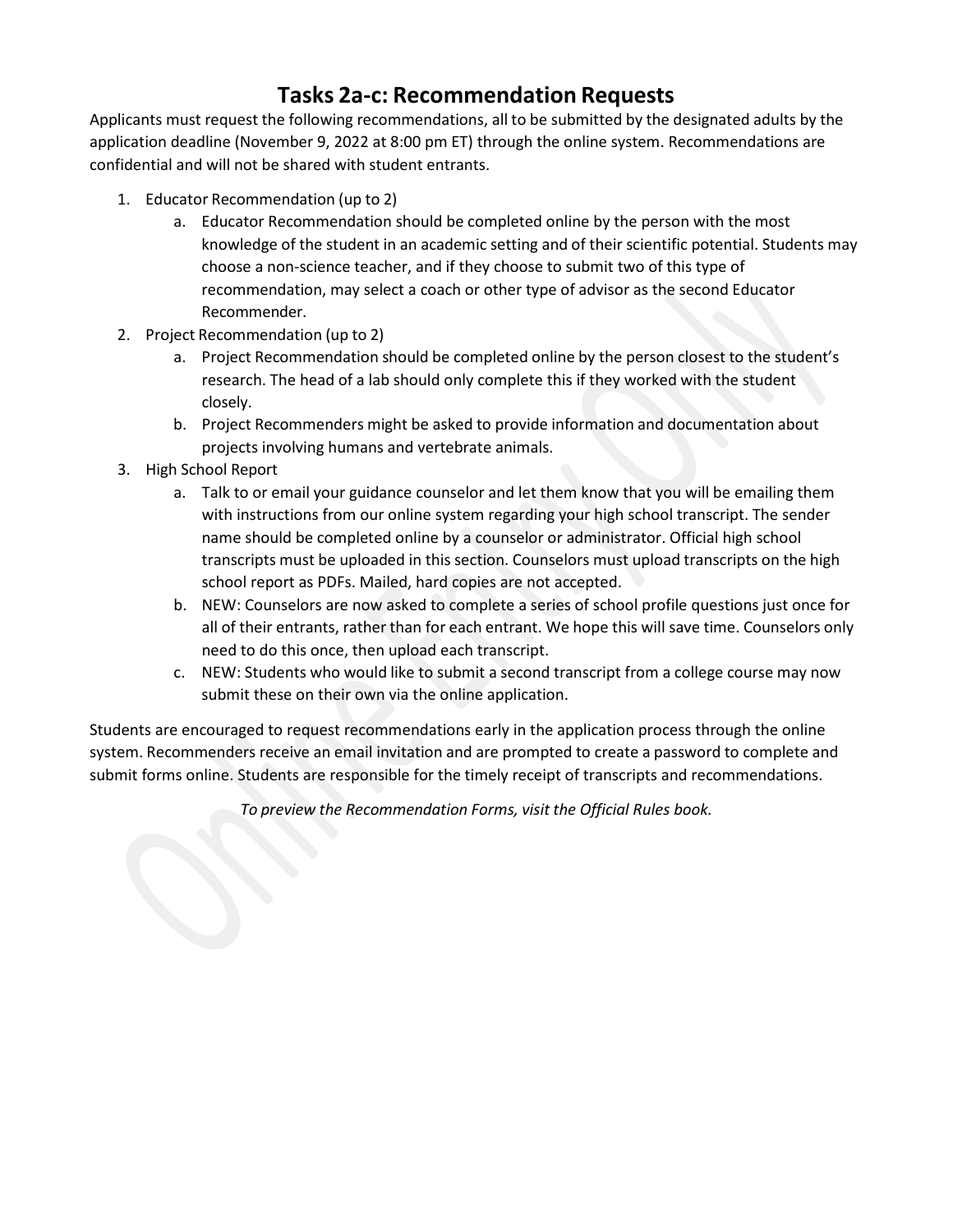# Tasks 2a-c: Recommendation Requests

Applicants must request the following recommendations, all to be submitted by the designated adults by the application deadline (November 9, 2022 at 8:00 pm ET) through the online system. Recommendations are confidential and will not be shared with student entrants.

1. Educator Recommendation (up to 2)
    a. Educator Recommendation should be completed online by the person with the most knowledge of the student in an academic setting and of their scientific potential. Students may choose a non-science teacher, and if they choose to submit two of this type of recommendation, may select a coach or other type of advisor as the second Educator Recommender.
2. Project Recommendation (up to 2)
    a. Project Recommendation should be completed online by the person closest to the student's research. The head of a lab should only complete this if they worked with the student closely.
    b. Project Recommenders might be asked to provide information and documentation about projects involving humans and vertebrate animals.
3. High School Report
    a. Talk to or email your guidance counselor and let them know that you will be emailing them with instructions from our online system regarding your high school transcript. The sender name should be completed online by a counselor or administrator. Official high school transcripts must be uploaded in this section. Counselors must upload transcripts on the high school report as PDFs. Mailed, hard copies are not accepted.
    b. NEW: Counselors are now asked to complete a series of school profile questions just once for all of their entrants, rather than for each entrant. We hope this will save time. Counselors only need to do this once, then upload each transcript.
    c. NEW: Students who would like to submit a second transcript from a college course may now submit these on their own via the online application.

Students are encouraged to request recommendations early in the application process through the online system. Recommenders receive an email invitation and are prompted to create a password to complete and submit forms online. Students are responsible for the timely receipt of transcripts and recommendations.

*To preview the Recommendation Forms, visit the Official Rules book.*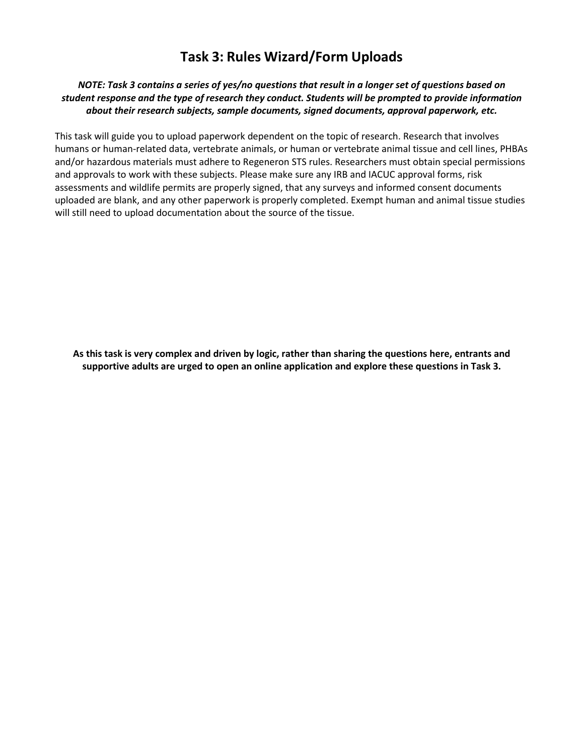# Task 3: Rules Wizard/Form Uploads

***NOTE: Task 3 contains a series of yes/no questions that result in a longer set of questions based on student response and the type of research they conduct. Students will be prompted to provide information about their research subjects, sample documents, signed documents, approval paperwork, etc.***

This task will guide you to upload paperwork dependent on the topic of research. Research that involves humans or human-related data, vertebrate animals, or human or vertebrate animal tissue and cell lines, PHBAs and/or hazardous materials must adhere to Regeneron STS rules. Researchers must obtain special permissions and approvals to work with these subjects. Please make sure any IRB and IACUC approval forms, risk assessments and wildlife permits are properly signed, that any surveys and informed consent documents uploaded are blank, and any other paperwork is properly completed. Exempt human and animal tissue studies will still need to upload documentation about the source of the tissue.

**As this task is very complex and driven by logic, rather than sharing the questions here, entrants and supportive adults are urged to open an online application and explore these questions in Task 3.**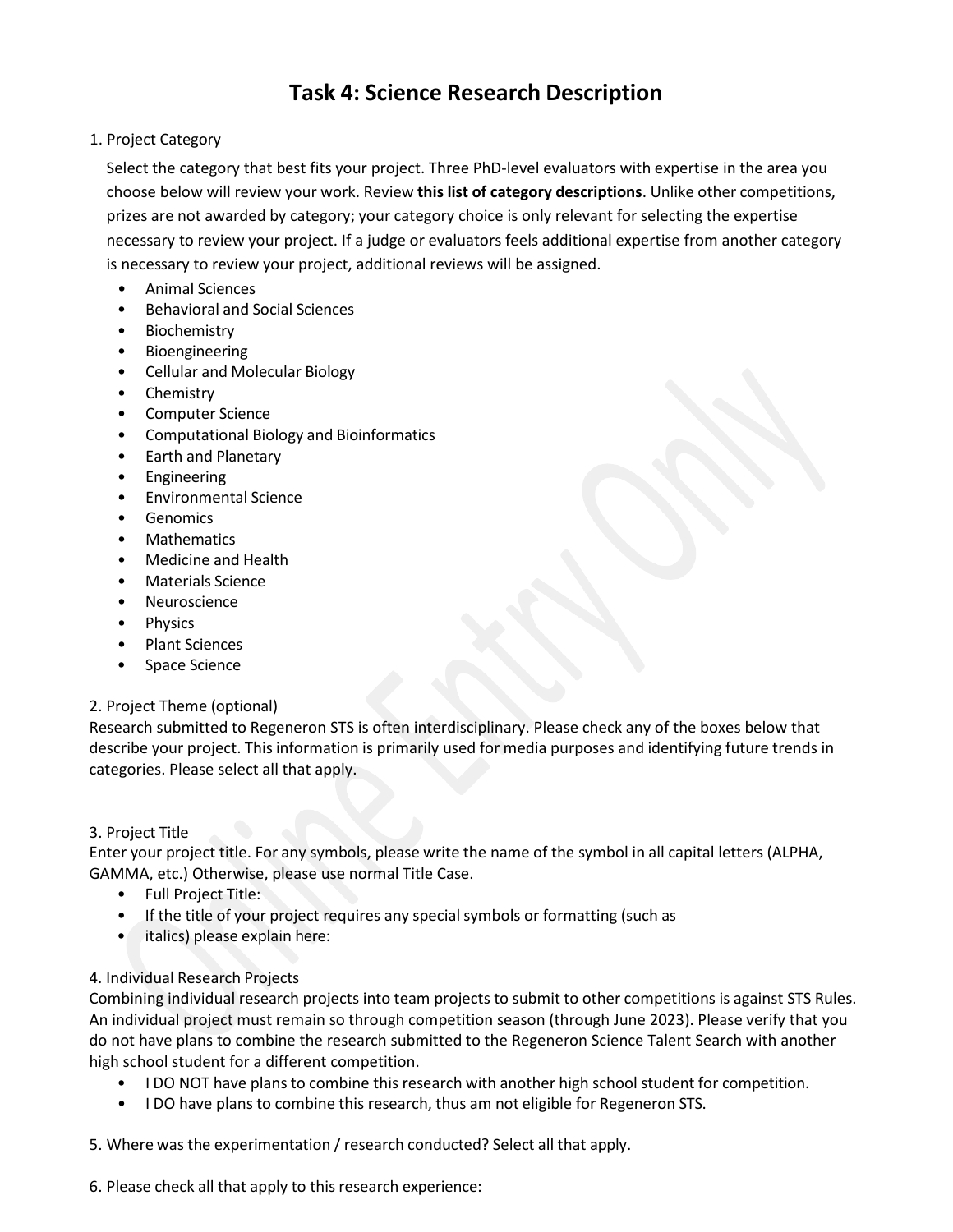# Task 4: Science Research Description

1. Project Category

Select the category that best fits your project. Three PhD-level evaluators with expertise in the area you choose below will review your work. Review **this list of category descriptions**. Unlike other competitions, prizes are not awarded by category; your category choice is only relevant for selecting the expertise necessary to review your project. If a judge or evaluators feels additional expertise from another category is necessary to review your project, additional reviews will be assigned.

- Animal Sciences
- Behavioral and Social Sciences
- Biochemistry
- Bioengineering
- Cellular and Molecular Biology
- Chemistry
- Computer Science
- Computational Biology and Bioinformatics
- Earth and Planetary
- Engineering
- Environmental Science
- Genomics
- Mathematics
- Medicine and Health
- Materials Science
- Neuroscience
- Physics
- Plant Sciences
- Space Science

2. Project Theme (optional)

Research submitted to Regeneron STS is often interdisciplinary. Please check any of the boxes below that describe your project. This information is primarily used for media purposes and identifying future trends in categories. Please select all that apply.

3. Project Title

Enter your project title. For any symbols, please write the name of the symbol in all capital letters (ALPHA, GAMMA, etc.) Otherwise, please use normal Title Case.

- Full Project Title:
- If the title of your project requires any special symbols or formatting (such as
- italics) please explain here:

4. Individual Research Projects

Combining individual research projects into team projects to submit to other competitions is against STS Rules. An individual project must remain so through competition season (through June 2023). Please verify that you do not have plans to combine the research submitted to the Regeneron Science Talent Search with another high school student for a different competition.

- I DO NOT have plans to combine this research with another high school student for competition.
- I DO have plans to combine this research, thus am not eligible for Regeneron STS.

5. Where was the experimentation / research conducted? Select all that apply.

6. Please check all that apply to this research experience: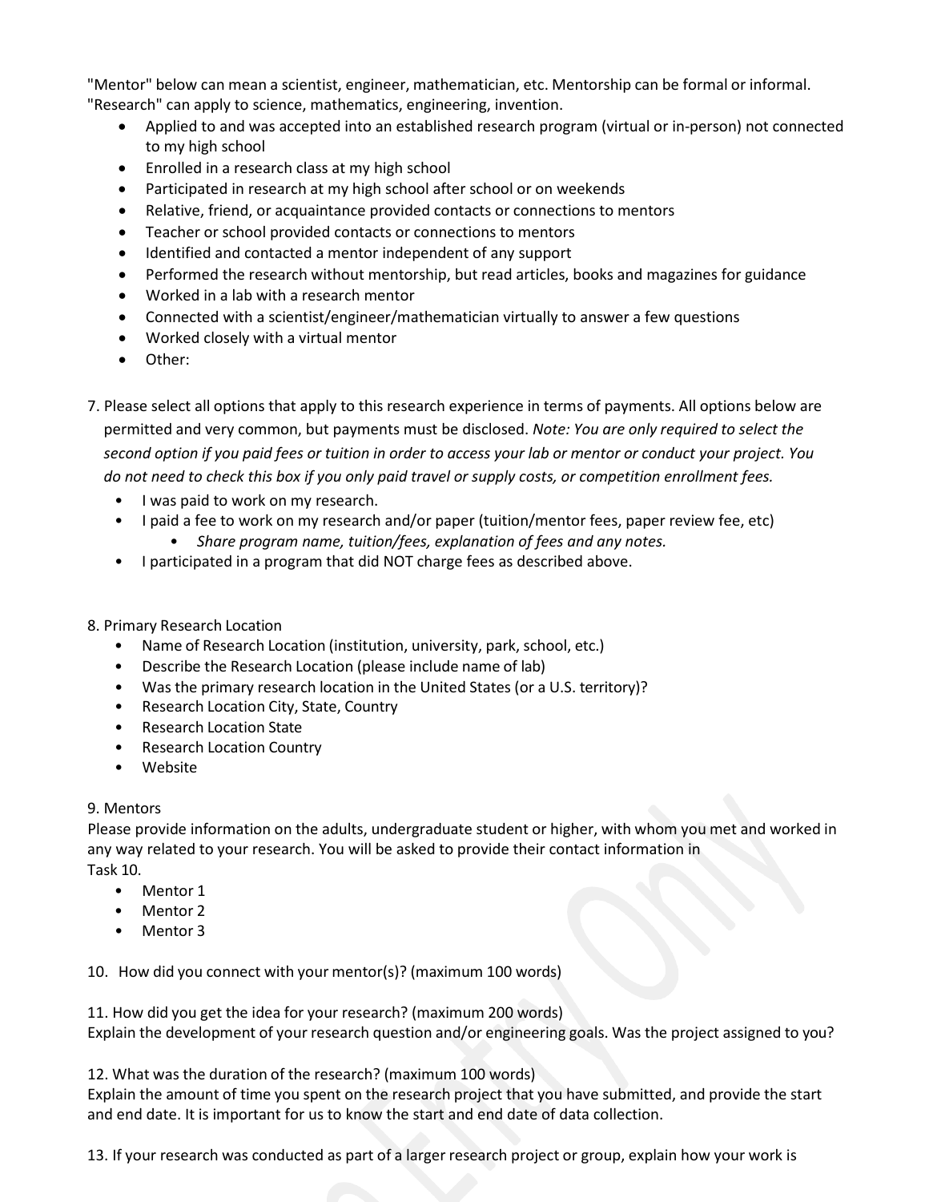"Mentor" below can mean a scientist, engineer, mathematician, etc. Mentorship can be formal or informal. "Research" can apply to science, mathematics, engineering, invention.

- Applied to and was accepted into an established research program (virtual or in-person) not connected to my high school
- Enrolled in a research class at my high school
- Participated in research at my high school after school or on weekends
- Relative, friend, or acquaintance provided contacts or connections to mentors
- Teacher or school provided contacts or connections to mentors
- Identified and contacted a mentor independent of any support
- Performed the research without mentorship, but read articles, books and magazines for guidance
- Worked in a lab with a research mentor
- Connected with a scientist/engineer/mathematician virtually to answer a few questions
- Worked closely with a virtual mentor
- Other:

7. Please select all options that apply to this research experience in terms of payments. All options below are permitted and very common, but payments must be disclosed. *Note: You are only required to select the second option if you paid fees or tuition in order to access your lab or mentor or conduct your project. You do not need to check this box if you only paid travel or supply costs, or competition enrollment fees.*
   - I was paid to work on my research.
   - I paid a fee to work on my research and/or paper (tuition/mentor fees, paper review fee, etc)
     - *Share program name, tuition/fees, explanation of fees and any notes.*
   - I participated in a program that did NOT charge fees as described above.

8. Primary Research Location
   - Name of Research Location (institution, university, park, school, etc.)
   - Describe the Research Location (please include name of lab)
   - Was the primary research location in the United States (or a U.S. territory)?
   - Research Location City, State, Country
   - Research Location State
   - Research Location Country
   - Website

9. Mentors
Please provide information on the adults, undergraduate student or higher, with whom you met and worked in any way related to your research. You will be asked to provide their contact information in Task 10.
   - Mentor 1
   - Mentor 2
   - Mentor 3

10. How did you connect with your mentor(s)? (maximum 100 words)

11. How did you get the idea for your research? (maximum 200 words)
Explain the development of your research question and/or engineering goals. Was the project assigned to you?

12. What was the duration of the research? (maximum 100 words)
Explain the amount of time you spent on the research project that you have submitted, and provide the start and end date. It is important for us to know the start and end date of data collection.

13. If your research was conducted as part of a larger research project or group, explain how your work is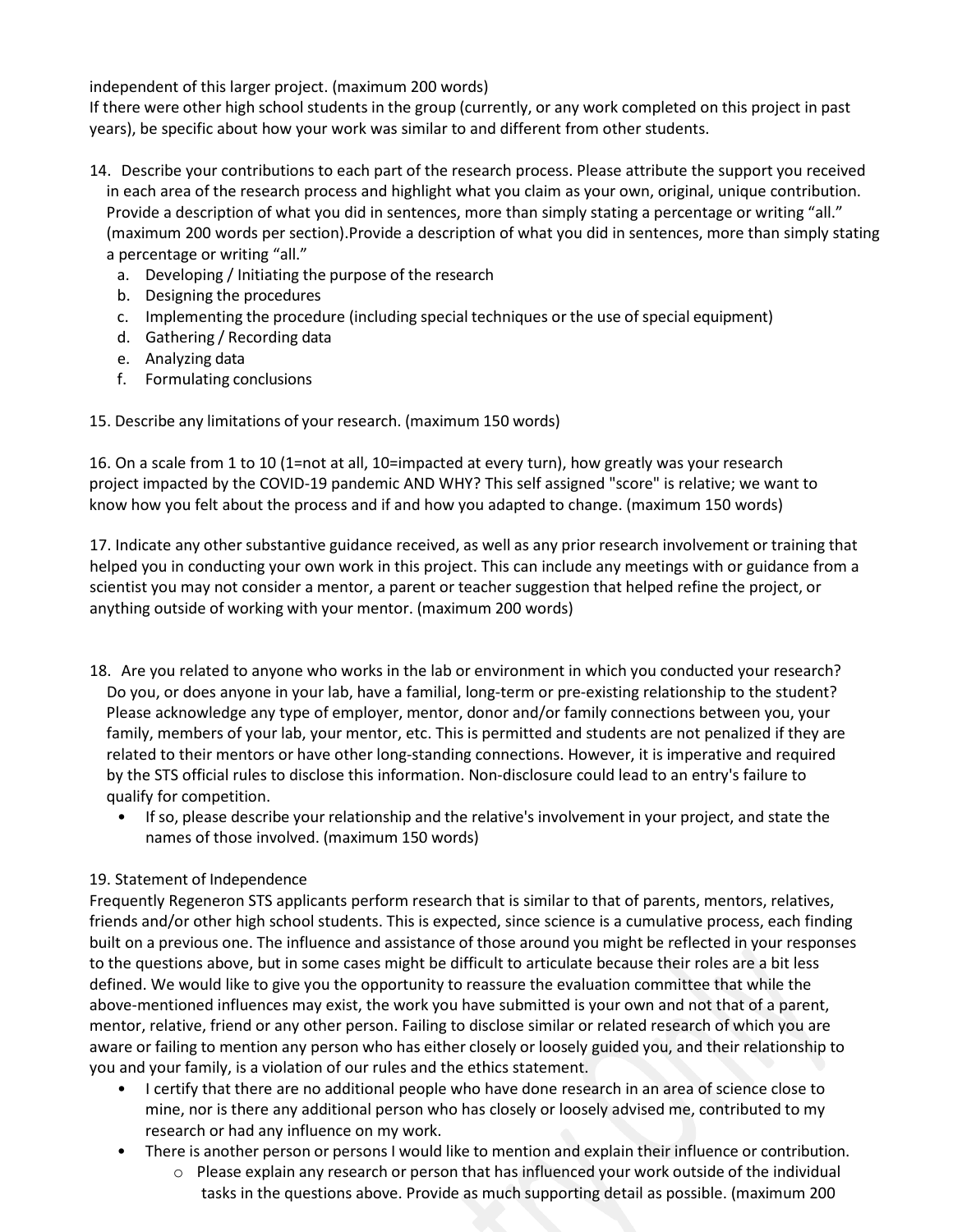independent of this larger project. (maximum 200 words)
If there were other high school students in the group (currently, or any work completed on this project in past years), be specific about how your work was similar to and different from other students.

14. Describe your contributions to each part of the research process. Please attribute the support you received in each area of the research process and highlight what you claim as your own, original, unique contribution. Provide a description of what you did in sentences, more than simply stating a percentage or writing "all." (maximum 200 words per section).Provide a description of what you did in sentences, more than simply stating a percentage or writing "all."
    a. Developing / Initiating the purpose of the research
    b. Designing the procedures
    c. Implementing the procedure (including special techniques or the use of special equipment)
    d. Gathering / Recording data
    e. Analyzing data
    f. Formulating conclusions

15. Describe any limitations of your research. (maximum 150 words)

16. On a scale from 1 to 10 (1=not at all, 10=impacted at every turn), how greatly was your research project impacted by the COVID-19 pandemic AND WHY? This self assigned "score" is relative; we want to know how you felt about the process and if and how you adapted to change. (maximum 150 words)

17. Indicate any other substantive guidance received, as well as any prior research involvement or training that helped you in conducting your own work in this project. This can include any meetings with or guidance from a scientist you may not consider a mentor, a parent or teacher suggestion that helped refine the project, or anything outside of working with your mentor. (maximum 200 words)

18. Are you related to anyone who works in the lab or environment in which you conducted your research? Do you, or does anyone in your lab, have a familial, long-term or pre-existing relationship to the student? Please acknowledge any type of employer, mentor, donor and/or family connections between you, your family, members of your lab, your mentor, etc. This is permitted and students are not penalized if they are related to their mentors or have other long-standing connections. However, it is imperative and required by the STS official rules to disclose this information. Non-disclosure could lead to an entry's failure to qualify for competition.
    - If so, please describe your relationship and the relative's involvement in your project, and state the names of those involved. (maximum 150 words)

19. Statement of Independence
Frequently Regeneron STS applicants perform research that is similar to that of parents, mentors, relatives, friends and/or other high school students. This is expected, since science is a cumulative process, each finding built on a previous one. The influence and assistance of those around you might be reflected in your responses to the questions above, but in some cases might be difficult to articulate because their roles are a bit less defined. We would like to give you the opportunity to reassure the evaluation committee that while the above-mentioned influences may exist, the work you have submitted is your own and not that of a parent, mentor, relative, friend or any other person. Failing to disclose similar or related research of which you are aware or failing to mention any person who has either closely or loosely guided you, and their relationship to you and your family, is a violation of our rules and the ethics statement.

- I certify that there are no additional people who have done research in an area of science close to mine, nor is there any additional person who has closely or loosely advised me, contributed to my research or had any influence on my work.
- There is another person or persons I would like to mention and explain their influence or contribution.
    - Please explain any research or person that has influenced your work outside of the individual tasks in the questions above. Provide as much supporting detail as possible. (maximum 200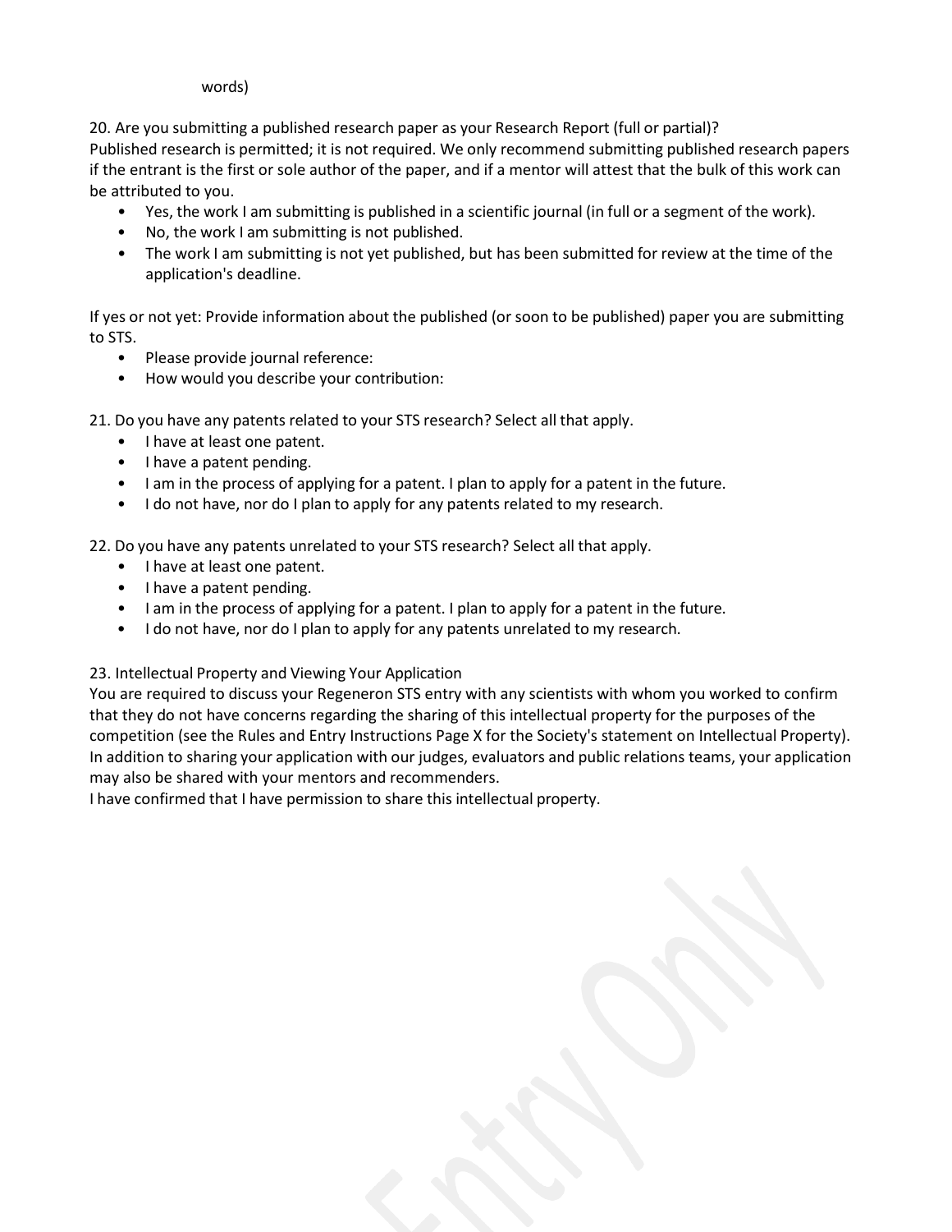words)

20. Are you submitting a published research paper as your Research Report (full or partial)?
Published research is permitted; it is not required. We only recommend submitting published research papers if the entrant is the first or sole author of the paper, and if a mentor will attest that the bulk of this work can be attributed to you.

- Yes, the work I am submitting is published in a scientific journal (in full or a segment of the work).
- No, the work I am submitting is not published.
- The work I am submitting is not yet published, but has been submitted for review at the time of the application's deadline.

If yes or not yet: Provide information about the published (or soon to be published) paper you are submitting to STS.

- Please provide journal reference:
- How would you describe your contribution:

21. Do you have any patents related to your STS research? Select all that apply.
   - I have at least one patent.
   - I have a patent pending.
   - I am in the process of applying for a patent. I plan to apply for a patent in the future.
   - I do not have, nor do I plan to apply for any patents related to my research.

22. Do you have any patents unrelated to your STS research? Select all that apply.
   - I have at least one patent.
   - I have a patent pending.
   - I am in the process of applying for a patent. I plan to apply for a patent in the future.
   - I do not have, nor do I plan to apply for any patents unrelated to my research.

23. Intellectual Property and Viewing Your Application
You are required to discuss your Regeneron STS entry with any scientists with whom you worked to confirm that they do not have concerns regarding the sharing of this intellectual property for the purposes of the competition (see the Rules and Entry Instructions Page X for the Society's statement on Intellectual Property). In addition to sharing your application with our judges, evaluators and public relations teams, your application may also be shared with your mentors and recommenders.
I have confirmed that I have permission to share this intellectual property.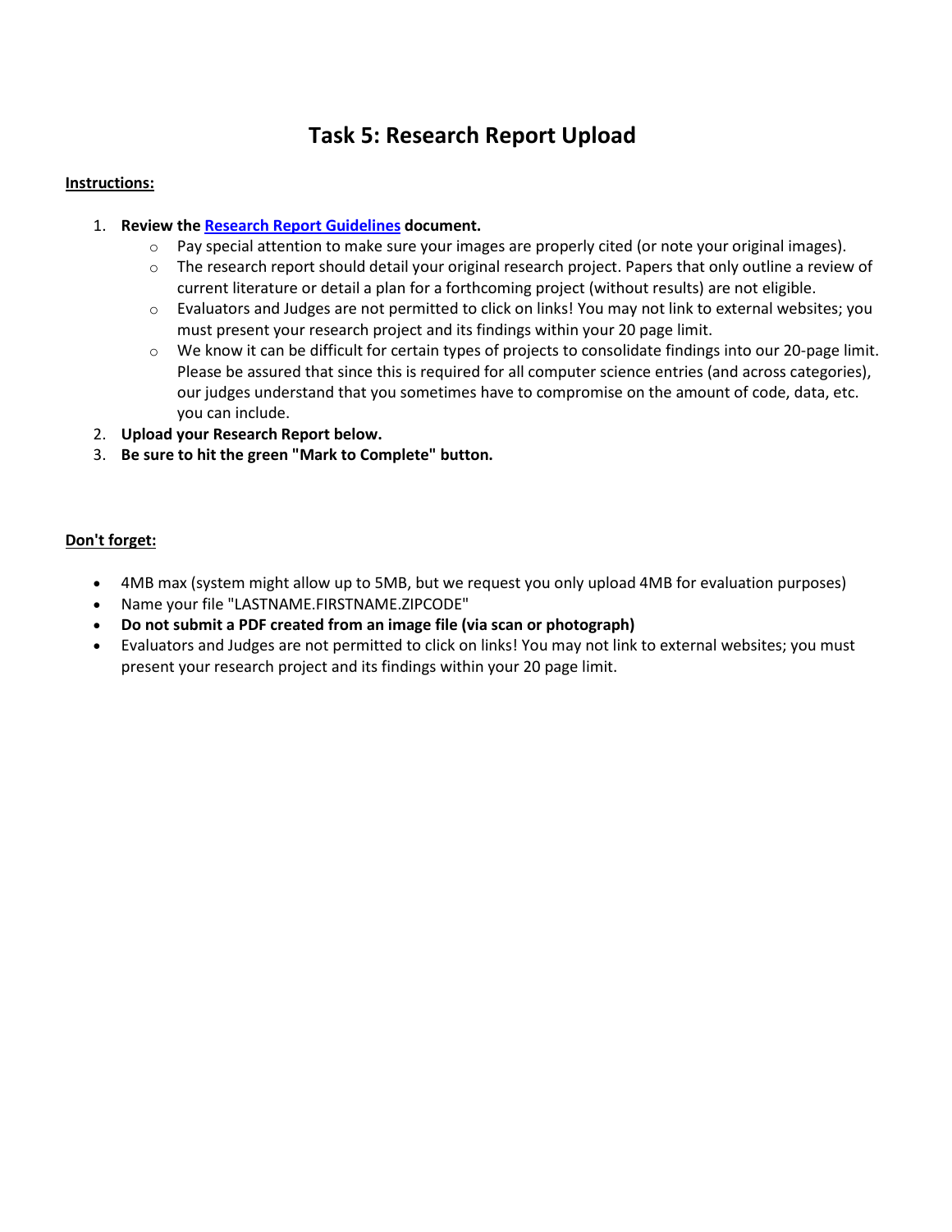# Task 5: Research Report Upload

**Instructions:**

1. **Review the [Research Report Guidelines] document.**
    - Pay special attention to make sure your images are properly cited (or note your original images).
    - The research report should detail your original research project. Papers that only outline a review of current literature or detail a plan for a forthcoming project (without results) are not eligible.
    - Evaluators and Judges are not permitted to click on links! You may not link to external websites; you must present your research project and its findings within your 20 page limit.
    - We know it can be difficult for certain types of projects to consolidate findings into our 20-page limit. Please be assured that since this is required for all computer science entries (and across categories), our judges understand that you sometimes have to compromise on the amount of code, data, etc. you can include.
2. **Upload your Research Report below.**
3. **Be sure to hit the green "Mark to Complete" button.**

**Don't forget:**

- 4MB max (system might allow up to 5MB, but we request you only upload 4MB for evaluation purposes)
- Name your file "LASTNAME.FIRSTNAME.ZIPCODE"
- **Do not submit a PDF created from an image file (via scan or photograph)**
- Evaluators and Judges are not permitted to click on links! You may not link to external websites; you must present your research project and its findings within your 20 page limit.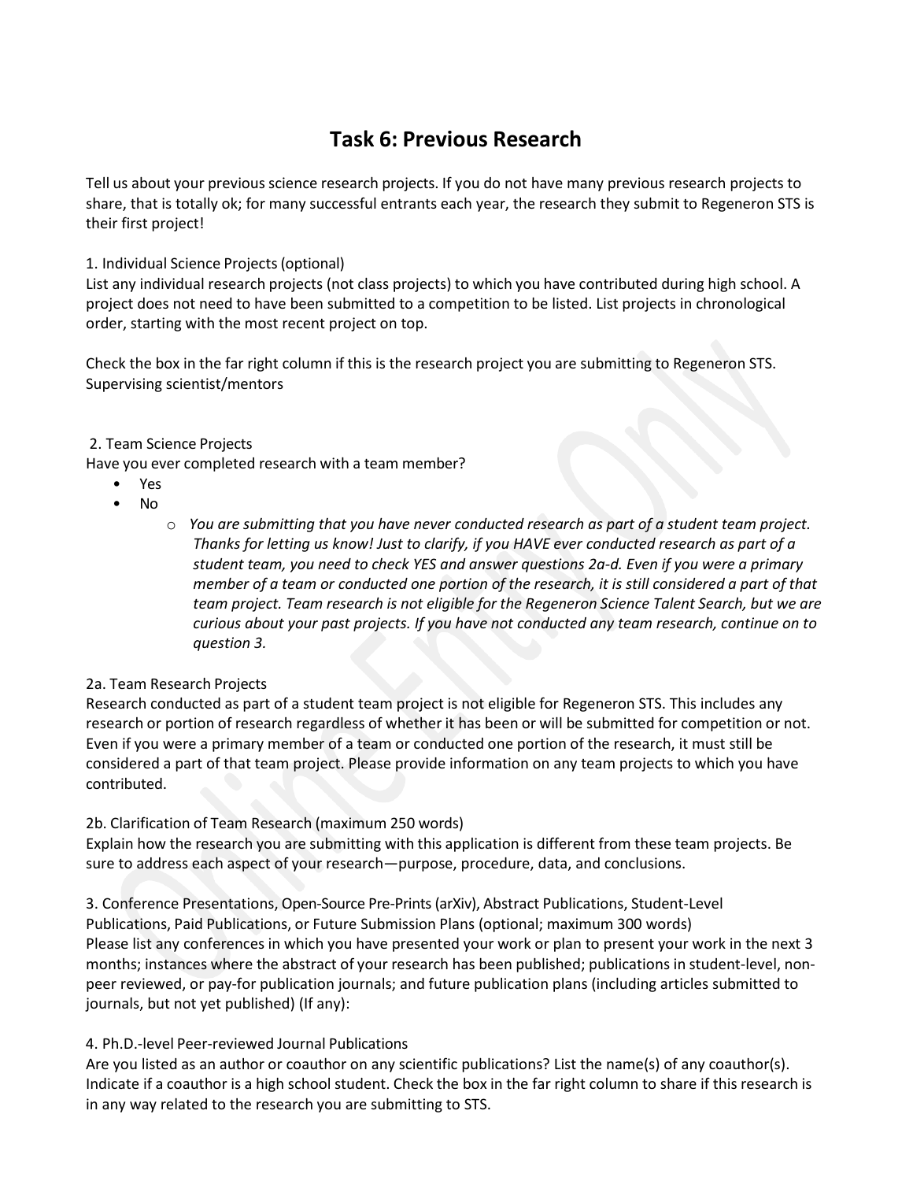# Task 6: Previous Research

Tell us about your previous science research projects. If you do not have many previous research projects to share, that is totally ok; for many successful entrants each year, the research they submit to Regeneron STS is their first project!

1. Individual Science Projects (optional)
List any individual research projects (not class projects) to which you have contributed during high school. A project does not need to have been submitted to a competition to be listed. List projects in chronological order, starting with the most recent project on top.

Check the box in the far right column if this is the research project you are submitting to Regeneron STS.
Supervising scientist/mentors

2. Team Science Projects
Have you ever completed research with a team member?

- Yes
- No
    - *You are submitting that you have never conducted research as part of a student team project. Thanks for letting us know! Just to clarify, if you HAVE ever conducted research as part of a student team, you need to check YES and answer questions 2a-d. Even if you were a primary member of a team or conducted one portion of the research, it is still considered a part of that team project. Team research is not eligible for the Regeneron Science Talent Search, but we are curious about your past projects. If you have not conducted any team research, continue on to question 3.*

2a. Team Research Projects
Research conducted as part of a student team project is not eligible for Regeneron STS. This includes any research or portion of research regardless of whether it has been or will be submitted for competition or not. Even if you were a primary member of a team or conducted one portion of the research, it must still be considered a part of that team project. Please provide information on any team projects to which you have contributed.

2b. Clarification of Team Research (maximum 250 words)
Explain how the research you are submitting with this application is different from these team projects. Be sure to address each aspect of your research—purpose, procedure, data, and conclusions.

3. Conference Presentations, Open-Source Pre-Prints (arXiv), Abstract Publications, Student-Level Publications, Paid Publications, or Future Submission Plans (optional; maximum 300 words)
Please list any conferences in which you have presented your work or plan to present your work in the next 3 months; instances where the abstract of your research has been published; publications in student-level, non-peer reviewed, or pay-for publication journals; and future publication plans (including articles submitted to journals, but not yet published) (If any):

4. Ph.D.-level Peer-reviewed Journal Publications
Are you listed as an author or coauthor on any scientific publications? List the name(s) of any coauthor(s). Indicate if a coauthor is a high school student. Check the box in the far right column to share if this research is in any way related to the research you are submitting to STS.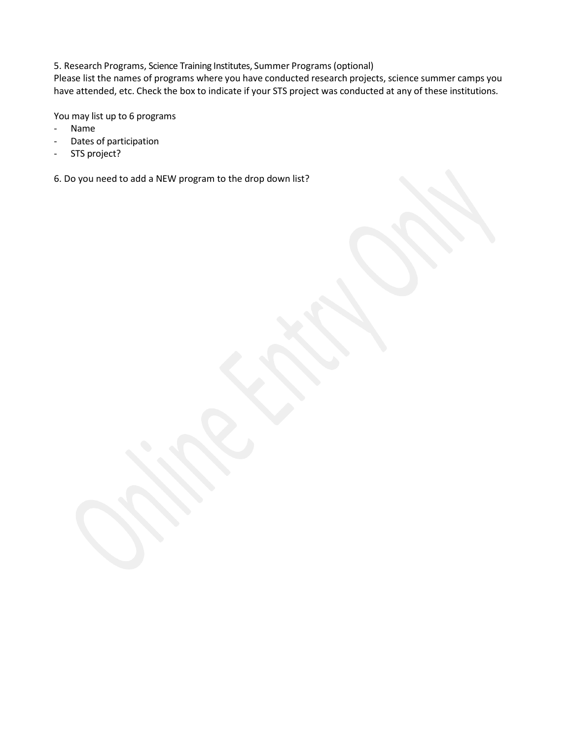5. Research Programs, Science Training Institutes, Summer Programs (optional)
Please list the names of programs where you have conducted research projects, science summer camps you have attended, etc. Check the box to indicate if your STS project was conducted at any of these institutions.

You may list up to 6 programs
- Name
- Dates of participation
- STS project?

6. Do you need to add a NEW program to the drop down list?

Online Entry Only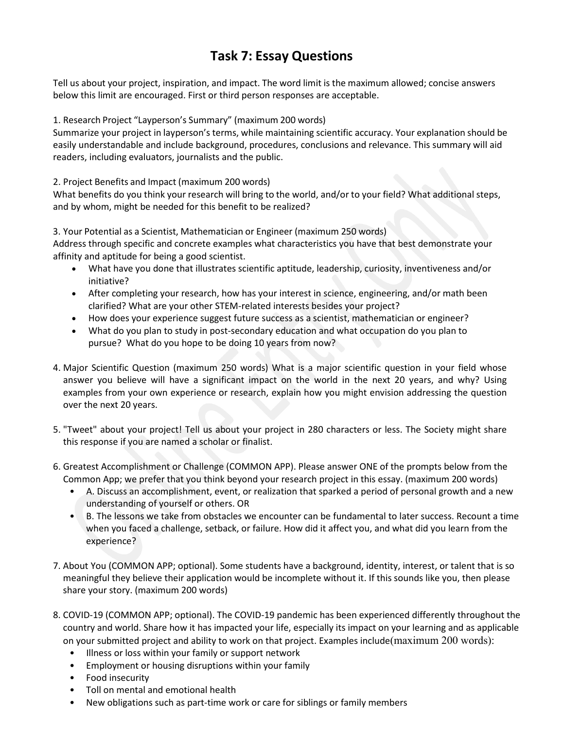# Task 7: Essay Questions

Tell us about your project, inspiration, and impact. The word limit is the maximum allowed; concise answers below this limit are encouraged. First or third person responses are acceptable.

1. Research Project "Layperson's Summary" (maximum 200 words)
Summarize your project in layperson's terms, while maintaining scientific accuracy. Your explanation should be easily understandable and include background, procedures, conclusions and relevance. This summary will aid readers, including evaluators, journalists and the public.

2. Project Benefits and Impact (maximum 200 words)
What benefits do you think your research will bring to the world, and/or to your field? What additional steps, and by whom, might be needed for this benefit to be realized?

3. Your Potential as a Scientist, Mathematician or Engineer (maximum 250 words)
Address through specific and concrete examples what characteristics you have that best demonstrate your affinity and aptitude for being a good scientist.
   - What have you done that illustrates scientific aptitude, leadership, curiosity, inventiveness and/or initiative?
   - After completing your research, how has your interest in science, engineering, and/or math been clarified? What are your other STEM-related interests besides your project?
   - How does your experience suggest future success as a scientist, mathematician or engineer?
   - What do you plan to study in post-secondary education and what occupation do you plan to pursue? What do you hope to be doing 10 years from now?

4. Major Scientific Question (maximum 250 words) What is a major scientific question in your field whose answer you believe will have a significant impact on the world in the next 20 years, and why? Using examples from your own experience or research, explain how you might envision addressing the question over the next 20 years.

5. "Tweet" about your project! Tell us about your project in 280 characters or less. The Society might share this response if you are named a scholar or finalist.

6. Greatest Accomplishment or Challenge (COMMON APP). Please answer ONE of the prompts below from the Common App; we prefer that you think beyond your research project in this essay. (maximum 200 words)
   - A. Discuss an accomplishment, event, or realization that sparked a period of personal growth and a new understanding of yourself or others. OR
   - B. The lessons we take from obstacles we encounter can be fundamental to later success. Recount a time when you faced a challenge, setback, or failure. How did it affect you, and what did you learn from the experience?

7. About You (COMMON APP; optional). Some students have a background, identity, interest, or talent that is so meaningful they believe their application would be incomplete without it. If this sounds like you, then please share your story. (maximum 200 words)

8. COVID-19 (COMMON APP; optional). The COVID-19 pandemic has been experienced differently throughout the country and world. Share how it has impacted your life, especially its impact on your learning and as applicable on your submitted project and ability to work on that project. Examples include(maximum 200 words):
   - Illness or loss within your family or support network
   - Employment or housing disruptions within your family
   - Food insecurity
   - Toll on mental and emotional health
   - New obligations such as part-time work or care for siblings or family members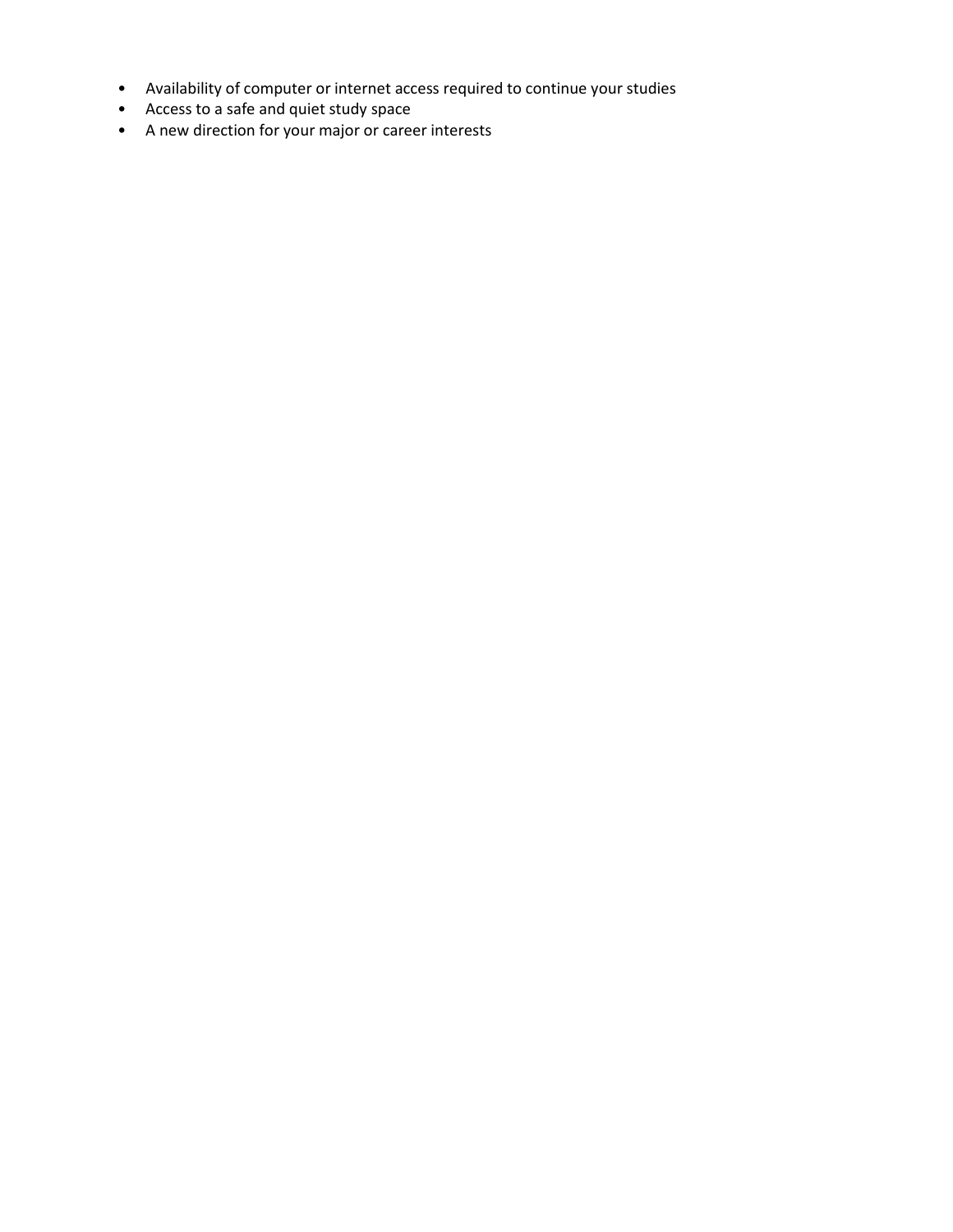- Availability of computer or internet access required to continue your studies
- Access to a safe and quiet study space
- A new direction for your major or career interests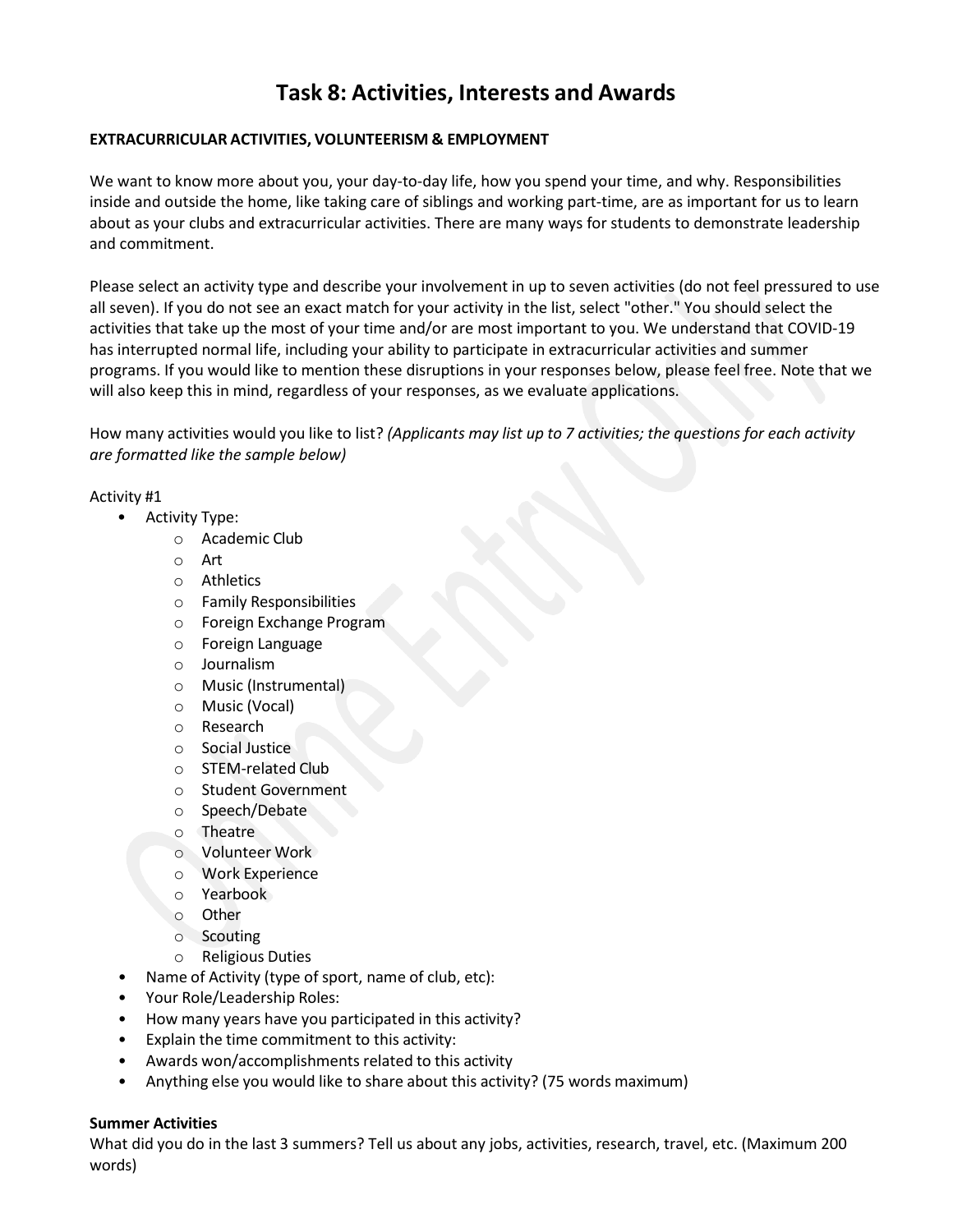# Task 8: Activities, Interests and Awards

**EXTRACURRICULAR ACTIVITIES, VOLUNTEERISM & EMPLOYMENT**

We want to know more about you, your day-to-day life, how you spend your time, and why. Responsibilities inside and outside the home, like taking care of siblings and working part-time, are as important for us to learn about as your clubs and extracurricular activities. There are many ways for students to demonstrate leadership and commitment.

Please select an activity type and describe your involvement in up to seven activities (do not feel pressured to use all seven). If you do not see an exact match for your activity in the list, select "other." You should select the activities that take up the most of your time and/or are most important to you. We understand that COVID-19 has interrupted normal life, including your ability to participate in extracurricular activities and summer programs. If you would like to mention these disruptions in your responses below, please feel free. Note that we will also keep this in mind, regardless of your responses, as we evaluate applications.

How many activities would you like to list? *(Applicants may list up to 7 activities; the questions for each activity are formatted like the sample below)*

Activity #1

- Activity Type:
  - Academic Club
  - Art
  - Athletics
  - Family Responsibilities
  - Foreign Exchange Program
  - Foreign Language
  - Journalism
  - Music (Instrumental)
  - Music (Vocal)
  - Research
  - Social Justice
  - STEM-related Club
  - Student Government
  - Speech/Debate
  - Theatre
  - Volunteer Work
  - Work Experience
  - Yearbook
  - Other
  - Scouting
  - Religious Duties
- Name of Activity (type of sport, name of club, etc):
- Your Role/Leadership Roles:
- How many years have you participated in this activity?
- Explain the time commitment to this activity:
- Awards won/accomplishments related to this activity
- Anything else you would like to share about this activity? (75 words maximum)

**Summer Activities**

What did you do in the last 3 summers? Tell us about any jobs, activities, research, travel, etc. (Maximum 200 words)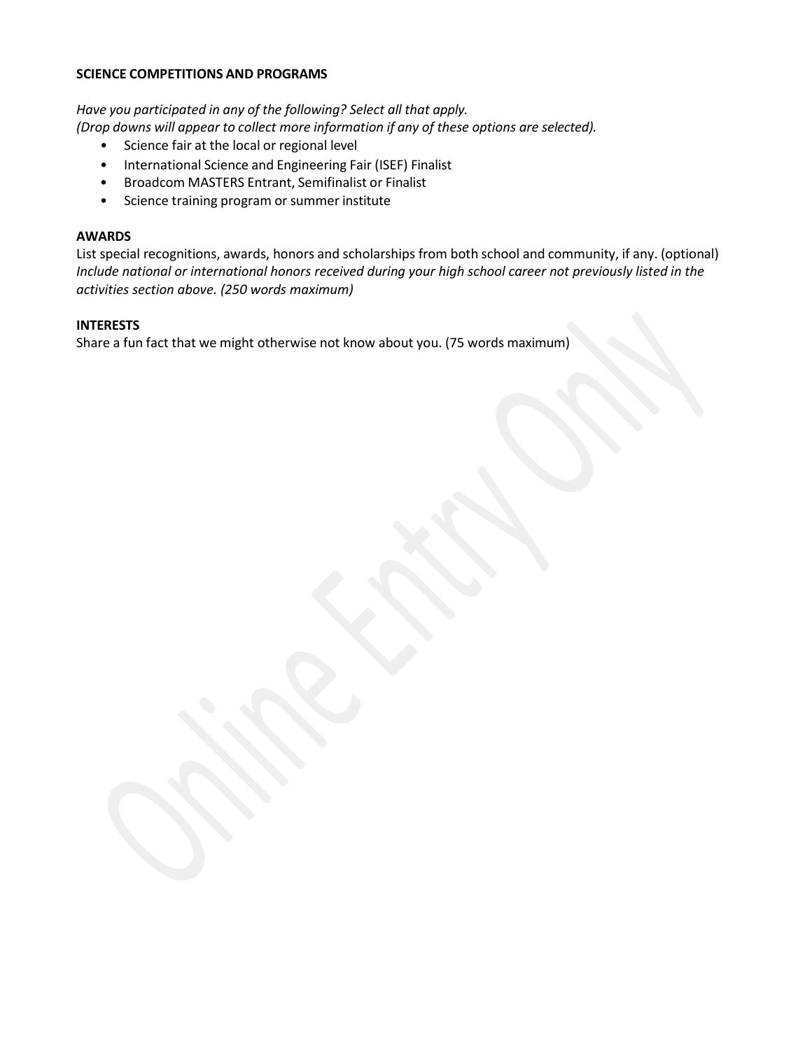**SCIENCE COMPETITIONS AND PROGRAMS**

*Have you participated in any of the following? Select all that apply.*
*(Drop downs will appear to collect more information if any of these options are selected).*

- Science fair at the local or regional level
- International Science and Engineering Fair (ISEF) Finalist
- Broadcom MASTERS Entrant, Semifinalist or Finalist
- Science training program or summer institute

**AWARDS**

List special recognitions, awards, honors and scholarships from both school and community, if any. (optional) *Include national or international honors received during your high school career not previously listed in the activities section above. (250 words maximum)*

**INTERESTS**

Share a fun fact that we might otherwise not know about you. (75 words maximum)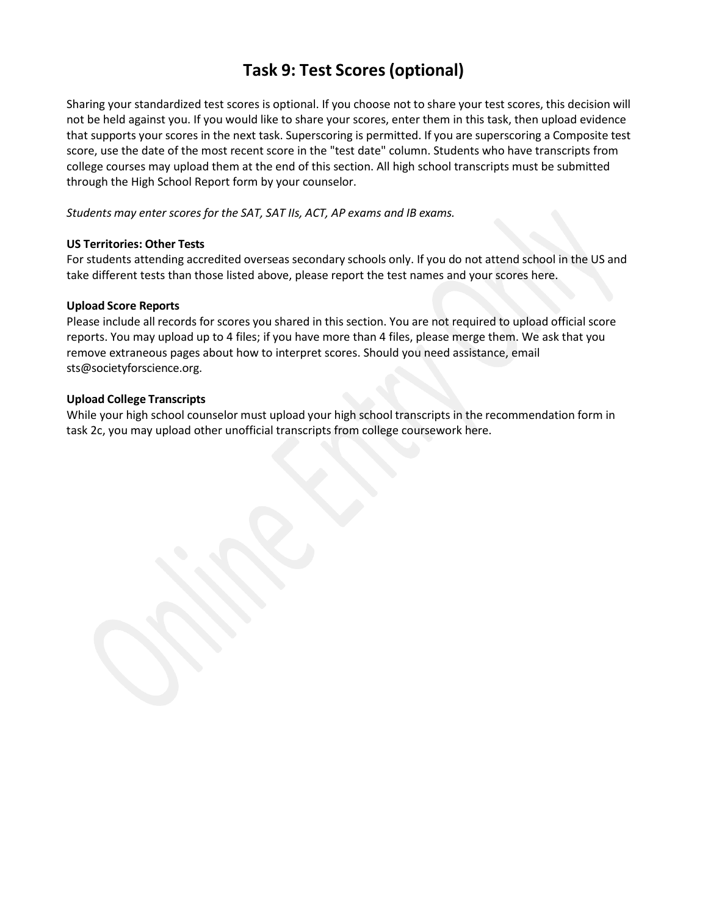# Task 9: Test Scores (optional)

Sharing your standardized test scores is optional. If you choose not to share your test scores, this decision will not be held against you. If you would like to share your scores, enter them in this task, then upload evidence that supports your scores in the next task. Superscoring is permitted. If you are superscoring a Composite test score, use the date of the most recent score in the "test date" column. Students who have transcripts from college courses may upload them at the end of this section. All high school transcripts must be submitted through the High School Report form by your counselor.

*Students may enter scores for the SAT, SAT IIs, ACT, AP exams and IB exams.*

**US Territories: Other Tests**
For students attending accredited overseas secondary schools only. If you do not attend school in the US and take different tests than those listed above, please report the test names and your scores here.

**Upload Score Reports**
Please include all records for scores you shared in this section. You are not required to upload official score reports. You may upload up to 4 files; if you have more than 4 files, please merge them. We ask that you remove extraneous pages about how to interpret scores. Should you need assistance, email sts@societyforscience.org.

**Upload College Transcripts**
While your high school counselor must upload your high school transcripts in the recommendation form in task 2c, you may upload other unofficial transcripts from college coursework here.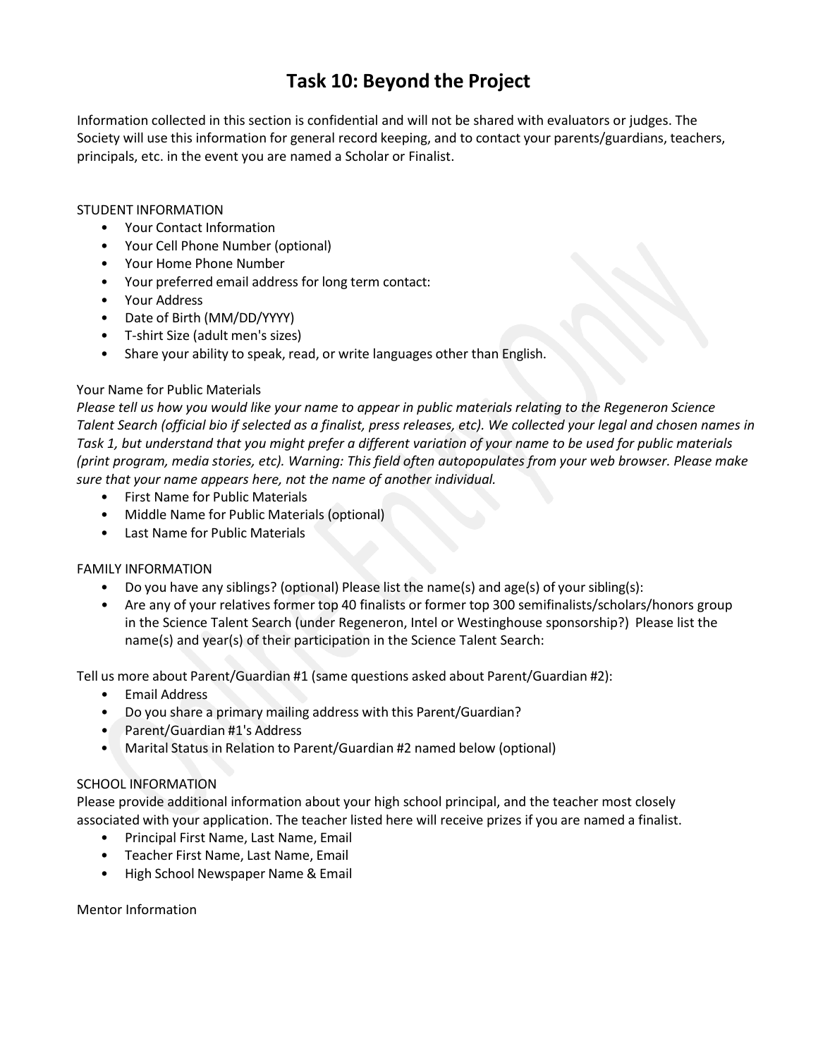# Task 10: Beyond the Project

Information collected in this section is confidential and will not be shared with evaluators or judges. The Society will use this information for general record keeping, and to contact your parents/guardians, teachers, principals, etc. in the event you are named a Scholar or Finalist.

STUDENT INFORMATION

- Your Contact Information
- Your Cell Phone Number (optional)
- Your Home Phone Number
- Your preferred email address for long term contact:
- Your Address
- Date of Birth (MM/DD/YYYY)
- T-shirt Size (adult men's sizes)
- Share your ability to speak, read, or write languages other than English.

Your Name for Public Materials

*Please tell us how you would like your name to appear in public materials relating to the Regeneron Science Talent Search (official bio if selected as a finalist, press releases, etc). We collected your legal and chosen names in Task 1, but understand that you might prefer a different variation of your name to be used for public materials (print program, media stories, etc). Warning: This field often autopopulates from your web browser. Please make sure that your name appears here, not the name of another individual.*

- First Name for Public Materials
- Middle Name for Public Materials (optional)
- Last Name for Public Materials

FAMILY INFORMATION

- Do you have any siblings? (optional) Please list the name(s) and age(s) of your sibling(s):
- Are any of your relatives former top 40 finalists or former top 300 semifinalists/scholars/honors group in the Science Talent Search (under Regeneron, Intel or Westinghouse sponsorship?) Please list the name(s) and year(s) of their participation in the Science Talent Search:

Tell us more about Parent/Guardian #1 (same questions asked about Parent/Guardian #2):

- Email Address
- Do you share a primary mailing address with this Parent/Guardian?
- Parent/Guardian #1's Address
- Marital Status in Relation to Parent/Guardian #2 named below (optional)

SCHOOL INFORMATION

Please provide additional information about your high school principal, and the teacher most closely associated with your application. The teacher listed here will receive prizes if you are named a finalist.

- Principal First Name, Last Name, Email
- Teacher First Name, Last Name, Email
- High School Newspaper Name & Email

Mentor Information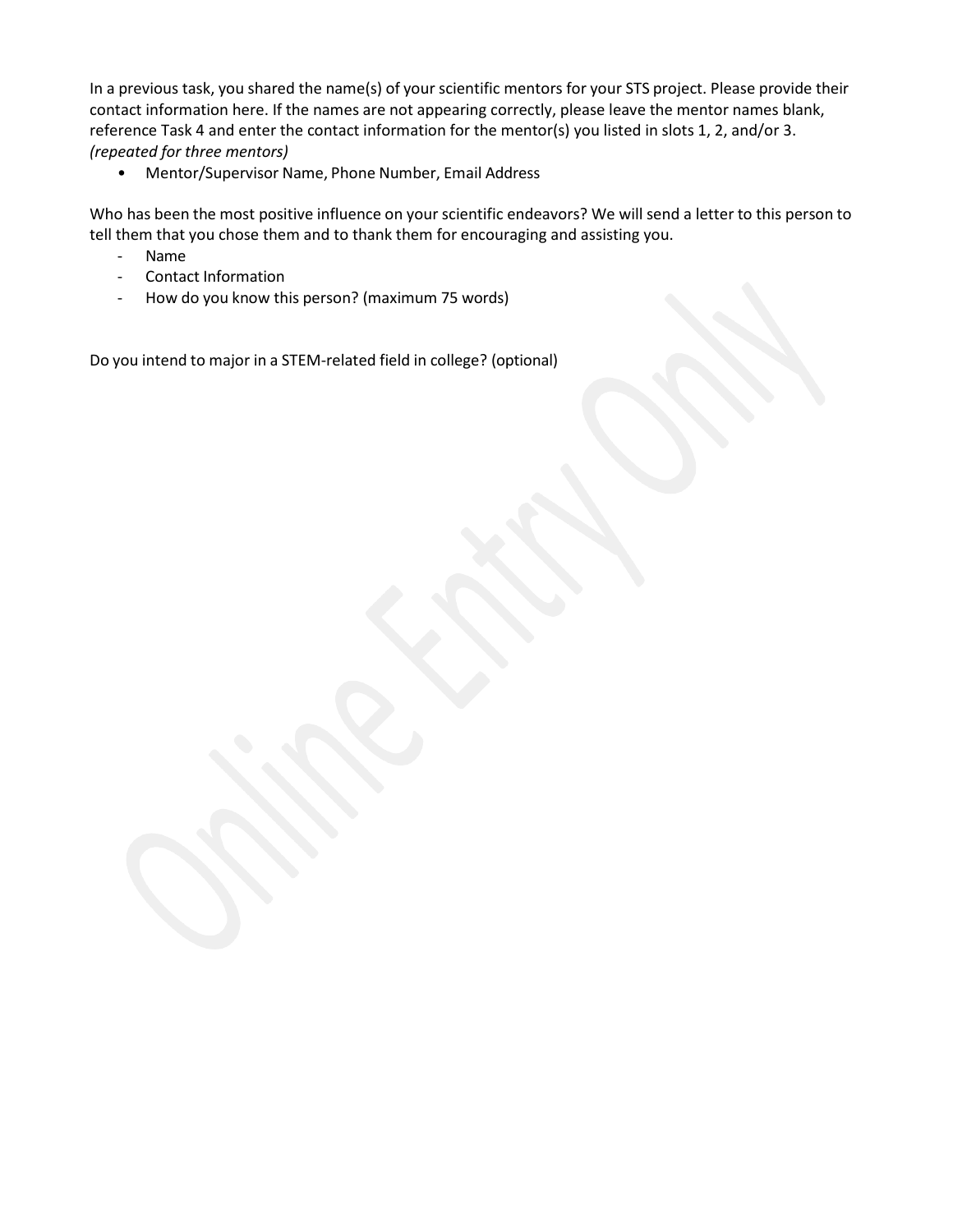In a previous task, you shared the name(s) of your scientific mentors for your STS project. Please provide their contact information here. If the names are not appearing correctly, please leave the mentor names blank, reference Task 4 and enter the contact information for the mentor(s) you listed in slots 1, 2, and/or 3.
*(repeated for three mentors)*

- Mentor/Supervisor Name, Phone Number, Email Address

Who has been the most positive influence on your scientific endeavors? We will send a letter to this person to tell them that you chose them and to thank them for encouraging and assisting you.

- Name
- Contact Information
- How do you know this person? (maximum 75 words)

Do you intend to major in a STEM-related field in college? (optional)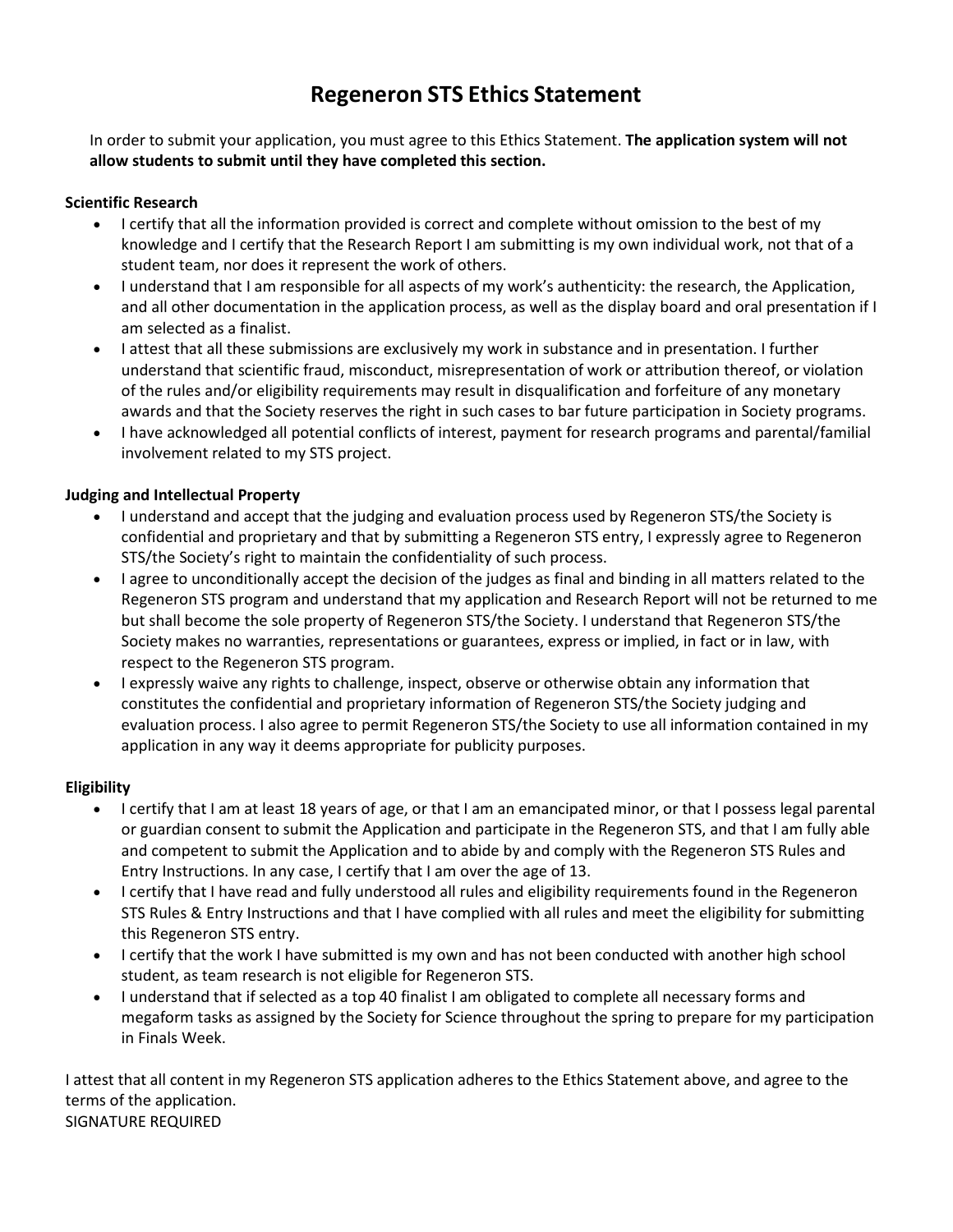# Regeneron STS Ethics Statement

In order to submit your application, you must agree to this Ethics Statement. **The application system will not allow students to submit until they have completed this section.**

**Scientific Research**

- I certify that all the information provided is correct and complete without omission to the best of my knowledge and I certify that the Research Report I am submitting is my own individual work, not that of a student team, nor does it represent the work of others.
- I understand that I am responsible for all aspects of my work's authenticity: the research, the Application, and all other documentation in the application process, as well as the display board and oral presentation if I am selected as a finalist.
- I attest that all these submissions are exclusively my work in substance and in presentation. I further understand that scientific fraud, misconduct, misrepresentation of work or attribution thereof, or violation of the rules and/or eligibility requirements may result in disqualification and forfeiture of any monetary awards and that the Society reserves the right in such cases to bar future participation in Society programs.
- I have acknowledged all potential conflicts of interest, payment for research programs and parental/familial involvement related to my STS project.

**Judging and Intellectual Property**

- I understand and accept that the judging and evaluation process used by Regeneron STS/the Society is confidential and proprietary and that by submitting a Regeneron STS entry, I expressly agree to Regeneron STS/the Society's right to maintain the confidentiality of such process.
- I agree to unconditionally accept the decision of the judges as final and binding in all matters related to the Regeneron STS program and understand that my application and Research Report will not be returned to me but shall become the sole property of Regeneron STS/the Society. I understand that Regeneron STS/the Society makes no warranties, representations or guarantees, express or implied, in fact or in law, with respect to the Regeneron STS program.
- I expressly waive any rights to challenge, inspect, observe or otherwise obtain any information that constitutes the confidential and proprietary information of Regeneron STS/the Society judging and evaluation process. I also agree to permit Regeneron STS/the Society to use all information contained in my application in any way it deems appropriate for publicity purposes.

**Eligibility**

- I certify that I am at least 18 years of age, or that I am an emancipated minor, or that I possess legal parental or guardian consent to submit the Application and participate in the Regeneron STS, and that I am fully able and competent to submit the Application and to abide by and comply with the Regeneron STS Rules and Entry Instructions. In any case, I certify that I am over the age of 13.
- I certify that I have read and fully understood all rules and eligibility requirements found in the Regeneron STS Rules & Entry Instructions and that I have complied with all rules and meet the eligibility for submitting this Regeneron STS entry.
- I certify that the work I have submitted is my own and has not been conducted with another high school student, as team research is not eligible for Regeneron STS.
- I understand that if selected as a top 40 finalist I am obligated to complete all necessary forms and megaform tasks as assigned by the Society for Science throughout the spring to prepare for my participation in Finals Week.

I attest that all content in my Regeneron STS application adheres to the Ethics Statement above, and agree to the terms of the application.
SIGNATURE REQUIRED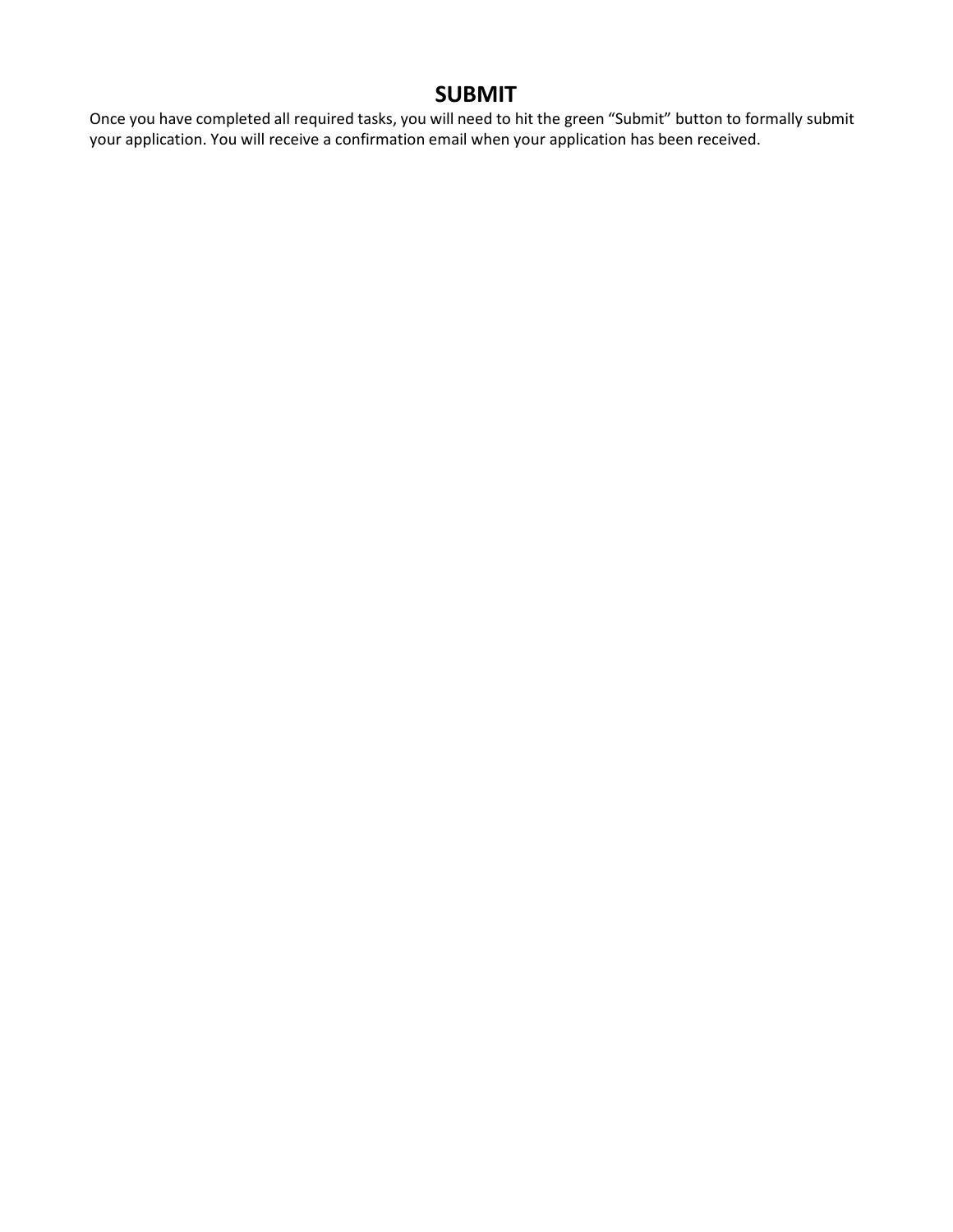## SUBMIT

Once you have completed all required tasks, you will need to hit the green "Submit" button to formally submit your application. You will receive a confirmation email when your application has been received.